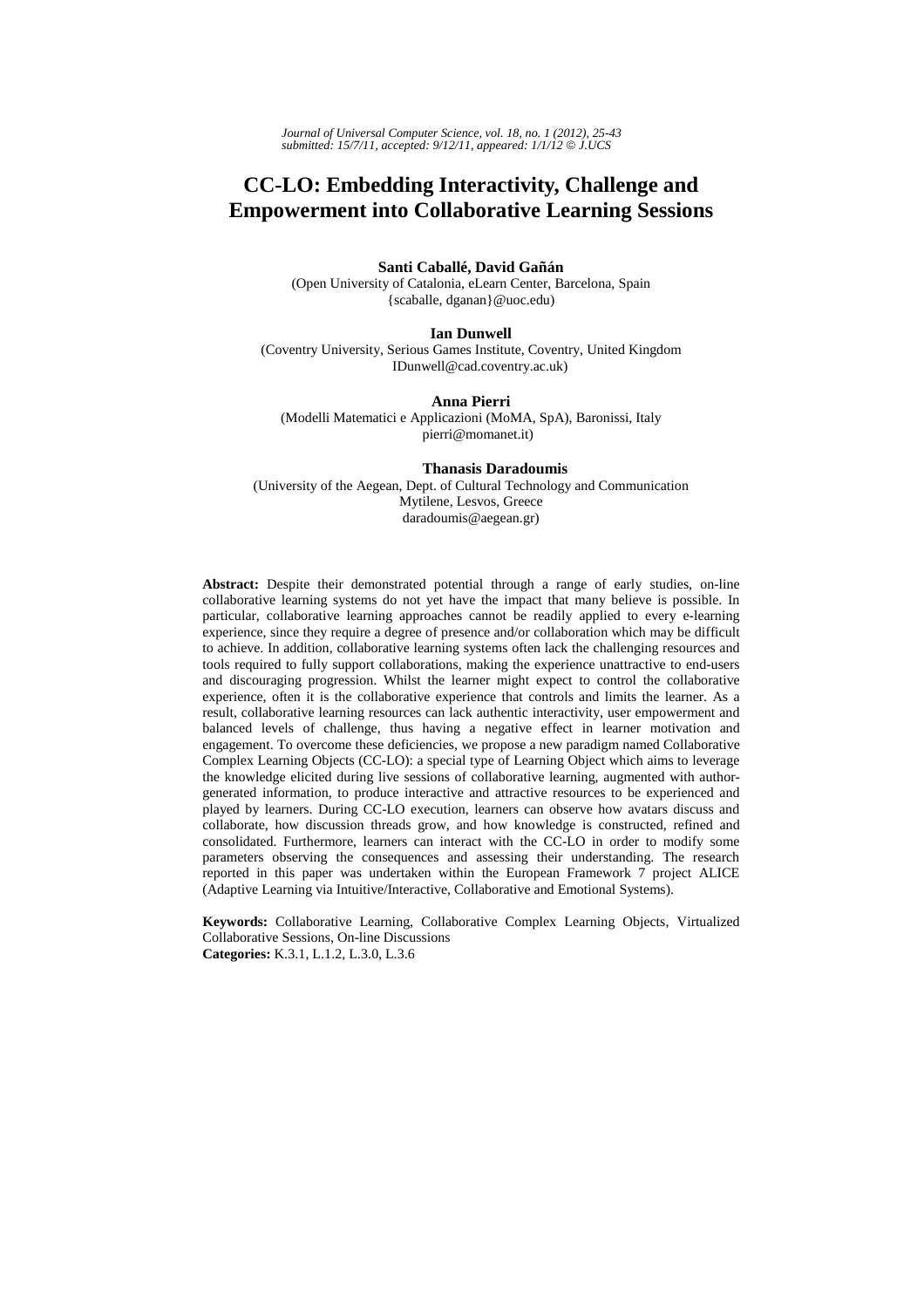# CC-LO: Embedding Interactivity, Challenge and Empowerment into Collaborative Learning Sessions

**Santi Caballé, David Gañán**
(Open University of Catalonia, eLearn Center, Barcelona, Spain
{scaballe, dganan}@uoc.edu)

**Ian Dunwell**
(Coventry University, Serious Games Institute, Coventry, United Kingdom
IDunwell@cad.coventry.ac.uk)

**Anna Pierri**
(Modelli Matematici e Applicazioni (MoMA, SpA), Baronissi, Italy
pierri@momanet.it)

**Thanasis Daradoumis**
(University of the Aegean, Dept. of Cultural Technology and Communication
Mytilene, Lesvos, Greece
daradoumis@aegean.gr)

**Abstract:** Despite their demonstrated potential through a range of early studies, on-line collaborative learning systems do not yet have the impact that many believe is possible. In particular, collaborative learning approaches cannot be readily applied to every e-learning experience, since they require a degree of presence and/or collaboration which may be difficult to achieve. In addition, collaborative learning systems often lack the challenging resources and tools required to fully support collaborations, making the experience unattractive to end-users and discouraging progression. Whilst the learner might expect to control the collaborative experience, often it is the collaborative experience that controls and limits the learner. As a result, collaborative learning resources can lack authentic interactivity, user empowerment and balanced levels of challenge, thus having a negative effect in learner motivation and engagement. To overcome these deficiencies, we propose a new paradigm named Collaborative Complex Learning Objects (CC-LO): a special type of Learning Object which aims to leverage the knowledge elicited during live sessions of collaborative learning, augmented with author-generated information, to produce interactive and attractive resources to be experienced and played by learners. During CC-LO execution, learners can observe how avatars discuss and collaborate, how discussion threads grow, and how knowledge is constructed, refined and consolidated. Furthermore, learners can interact with the CC-LO in order to modify some parameters observing the consequences and assessing their understanding. The research reported in this paper was undertaken within the European Framework 7 project ALICE (Adaptive Learning via Intuitive/Interactive, Collaborative and Emotional Systems).

**Keywords:** Collaborative Learning, Collaborative Complex Learning Objects, Virtualized Collaborative Sessions, On-line Discussions
**Categories:** K.3.1, L.1.2, L.3.0, L.3.6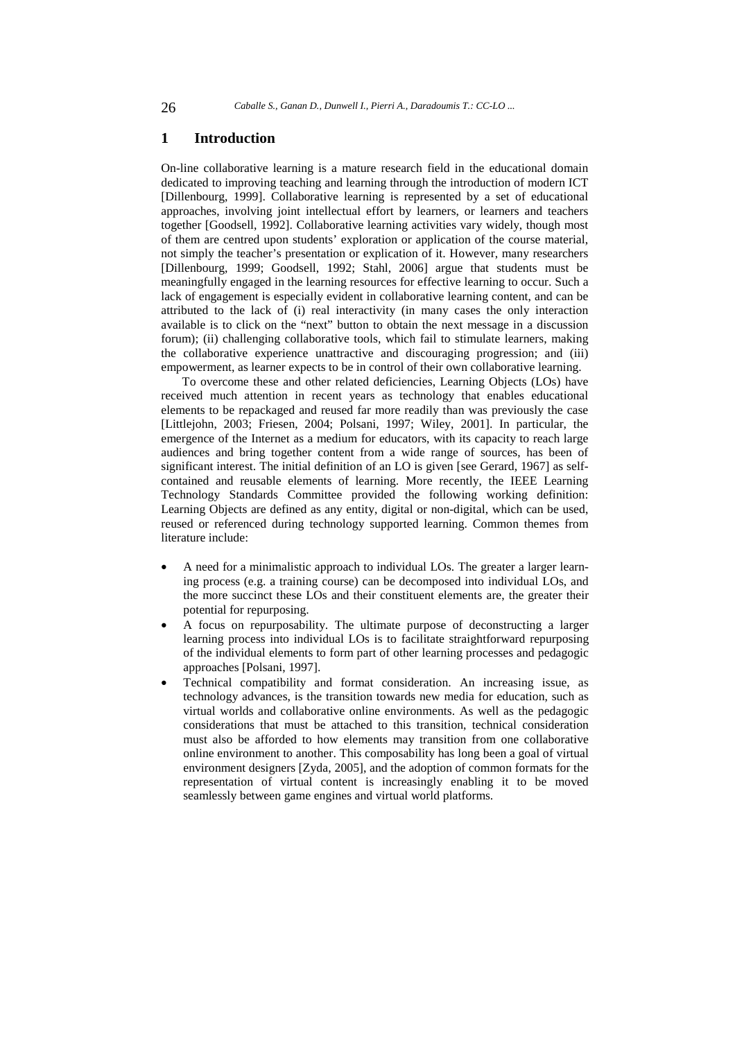# 1 Introduction

On-line collaborative learning is a mature research field in the educational domain dedicated to improving teaching and learning through the introduction of modern ICT [Dillenbourg, 1999]. Collaborative learning is represented by a set of educational approaches, involving joint intellectual effort by learners, or learners and teachers together [Goodsell, 1992]. Collaborative learning activities vary widely, though most of them are centred upon students' exploration or application of the course material, not simply the teacher's presentation or explication of it. However, many researchers [Dillenbourg, 1999; Goodsell, 1992; Stahl, 2006] argue that students must be meaningfully engaged in the learning resources for effective learning to occur. Such a lack of engagement is especially evident in collaborative learning content, and can be attributed to the lack of (i) real interactivity (in many cases the only interaction available is to click on the "next" button to obtain the next message in a discussion forum); (ii) challenging collaborative tools, which fail to stimulate learners, making the collaborative experience unattractive and discouraging progression; and (iii) empowerment, as learner expects to be in control of their own collaborative learning.

To overcome these and other related deficiencies, Learning Objects (LOs) have received much attention in recent years as technology that enables educational elements to be repackaged and reused far more readily than was previously the case [Littlejohn, 2003; Friesen, 2004; Polsani, 1997; Wiley, 2001]. In particular, the emergence of the Internet as a medium for educators, with its capacity to reach large audiences and bring together content from a wide range of sources, has been of significant interest. The initial definition of an LO is given [see Gerard, 1967] as self-contained and reusable elements of learning. More recently, the IEEE Learning Technology Standards Committee provided the following working definition: Learning Objects are defined as any entity, digital or non-digital, which can be used, reused or referenced during technology supported learning. Common themes from literature include:

- A need for a minimalistic approach to individual LOs. The greater a larger learning process (e.g. a training course) can be decomposed into individual LOs, and the more succinct these LOs and their constituent elements are, the greater their potential for repurposing.
- A focus on repurposability. The ultimate purpose of deconstructing a larger learning process into individual LOs is to facilitate straightforward repurposing of the individual elements to form part of other learning processes and pedagogic approaches [Polsani, 1997].
- Technical compatibility and format consideration. An increasing issue, as technology advances, is the transition towards new media for education, such as virtual worlds and collaborative online environments. As well as the pedagogic considerations that must be attached to this transition, technical consideration must also be afforded to how elements may transition from one collaborative online environment to another. This composability has long been a goal of virtual environment designers [Zyda, 2005], and the adoption of common formats for the representation of virtual content is increasingly enabling it to be moved seamlessly between game engines and virtual world platforms.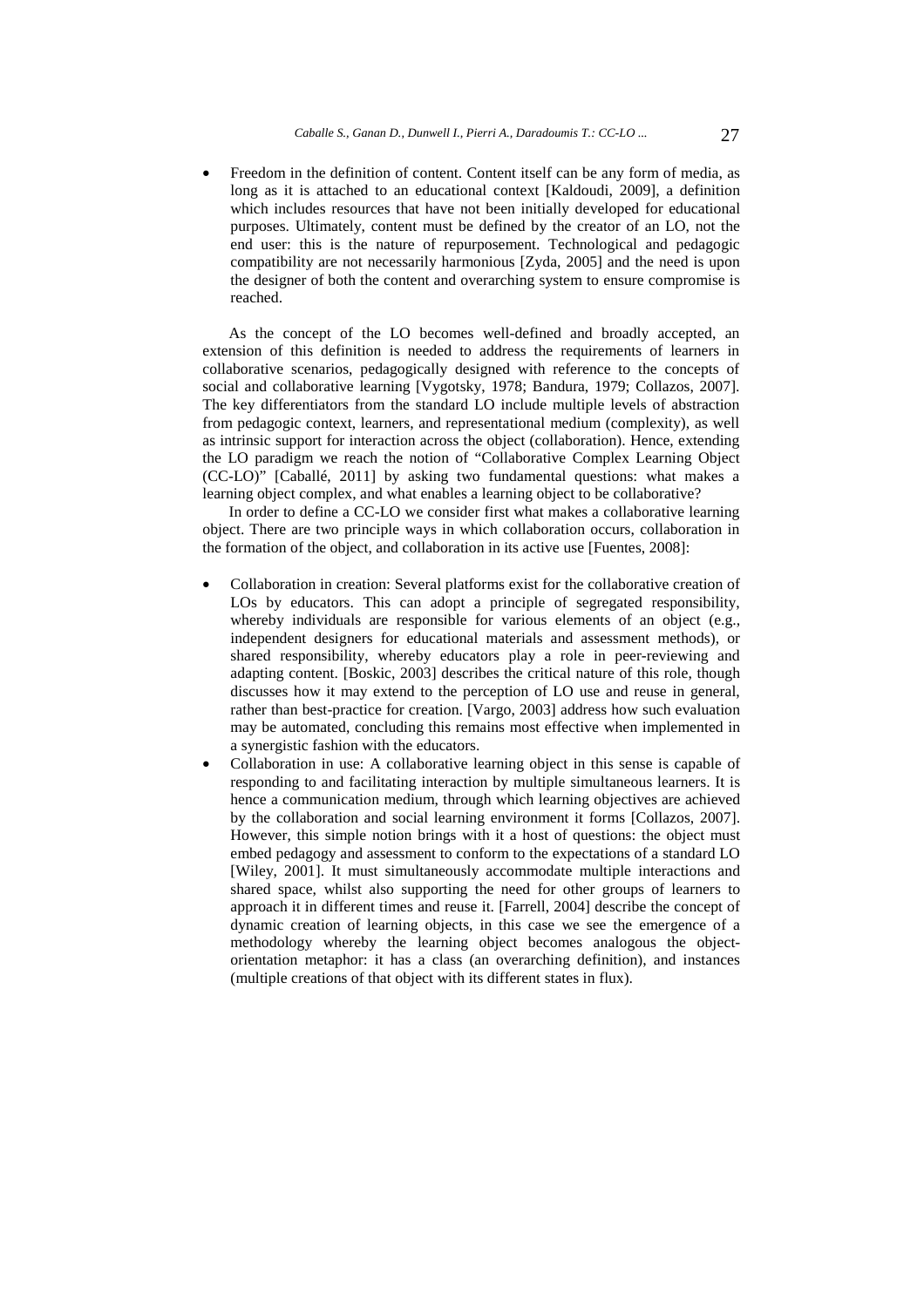- Freedom in the definition of content. Content itself can be any form of media, as long as it is attached to an educational context [Kaldoudi, 2009], a definition which includes resources that have not been initially developed for educational purposes. Ultimately, content must be defined by the creator of an LO, not the end user: this is the nature of repurposement. Technological and pedagogic compatibility are not necessarily harmonious [Zyda, 2005] and the need is upon the designer of both the content and overarching system to ensure compromise is reached.

As the concept of the LO becomes well-defined and broadly accepted, an extension of this definition is needed to address the requirements of learners in collaborative scenarios, pedagogically designed with reference to the concepts of social and collaborative learning [Vygotsky, 1978; Bandura, 1979; Collazos, 2007]. The key differentiators from the standard LO include multiple levels of abstraction from pedagogic context, learners, and representational medium (complexity), as well as intrinsic support for interaction across the object (collaboration). Hence, extending the LO paradigm we reach the notion of "Collaborative Complex Learning Object (CC-LO)" [Caballé, 2011] by asking two fundamental questions: what makes a learning object complex, and what enables a learning object to be collaborative?

In order to define a CC-LO we consider first what makes a collaborative learning object. There are two principle ways in which collaboration occurs, collaboration in the formation of the object, and collaboration in its active use [Fuentes, 2008]:

- Collaboration in creation: Several platforms exist for the collaborative creation of LOs by educators. This can adopt a principle of segregated responsibility, whereby individuals are responsible for various elements of an object (e.g., independent designers for educational materials and assessment methods), or shared responsibility, whereby educators play a role in peer-reviewing and adapting content. [Boskic, 2003] describes the critical nature of this role, though discusses how it may extend to the perception of LO use and reuse in general, rather than best-practice for creation. [Vargo, 2003] address how such evaluation may be automated, concluding this remains most effective when implemented in a synergistic fashion with the educators.
- Collaboration in use: A collaborative learning object in this sense is capable of responding to and facilitating interaction by multiple simultaneous learners. It is hence a communication medium, through which learning objectives are achieved by the collaboration and social learning environment it forms [Collazos, 2007]. However, this simple notion brings with it a host of questions: the object must embed pedagogy and assessment to conform to the expectations of a standard LO [Wiley, 2001]. It must simultaneously accommodate multiple interactions and shared space, whilst also supporting the need for other groups of learners to approach it in different times and reuse it. [Farrell, 2004] describe the concept of dynamic creation of learning objects, in this case we see the emergence of a methodology whereby the learning object becomes analogous the object-orientation metaphor: it has a class (an overarching definition), and instances (multiple creations of that object with its different states in flux).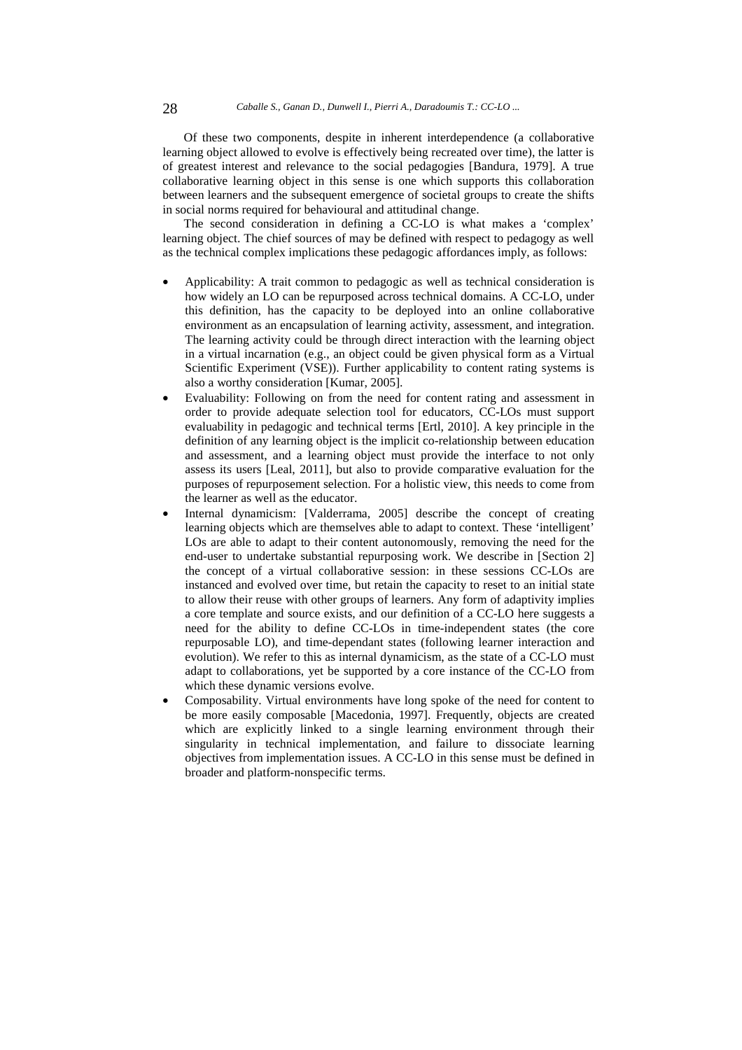Of these two components, despite in inherent interdependence (a collaborative learning object allowed to evolve is effectively being recreated over time), the latter is of greatest interest and relevance to the social pedagogies [Bandura, 1979]. A true collaborative learning object in this sense is one which supports this collaboration between learners and the subsequent emergence of societal groups to create the shifts in social norms required for behavioural and attitudinal change.

The second consideration in defining a CC-LO is what makes a 'complex' learning object. The chief sources of may be defined with respect to pedagogy as well as the technical complex implications these pedagogic affordances imply, as follows:

- Applicability: A trait common to pedagogic as well as technical consideration is how widely an LO can be repurposed across technical domains. A CC-LO, under this definition, has the capacity to be deployed into an online collaborative environment as an encapsulation of learning activity, assessment, and integration. The learning activity could be through direct interaction with the learning object in a virtual incarnation (e.g., an object could be given physical form as a Virtual Scientific Experiment (VSE)). Further applicability to content rating systems is also a worthy consideration [Kumar, 2005].
- Evaluability: Following on from the need for content rating and assessment in order to provide adequate selection tool for educators, CC-LOs must support evaluability in pedagogic and technical terms [Ertl, 2010]. A key principle in the definition of any learning object is the implicit co-relationship between education and assessment, and a learning object must provide the interface to not only assess its users [Leal, 2011], but also to provide comparative evaluation for the purposes of repurposement selection. For a holistic view, this needs to come from the learner as well as the educator.
- Internal dynamicism: [Valderrama, 2005] describe the concept of creating learning objects which are themselves able to adapt to context. These 'intelligent' LOs are able to adapt to their content autonomously, removing the need for the end-user to undertake substantial repurposing work. We describe in [Section 2] the concept of a virtual collaborative session: in these sessions CC-LOs are instanced and evolved over time, but retain the capacity to reset to an initial state to allow their reuse with other groups of learners. Any form of adaptivity implies a core template and source exists, and our definition of a CC-LO here suggests a need for the ability to define CC-LOs in time-independent states (the core repurposable LO), and time-dependant states (following learner interaction and evolution). We refer to this as internal dynamicism, as the state of a CC-LO must adapt to collaborations, yet be supported by a core instance of the CC-LO from which these dynamic versions evolve.
- Composability. Virtual environments have long spoke of the need for content to be more easily composable [Macedonia, 1997]. Frequently, objects are created which are explicitly linked to a single learning environment through their singularity in technical implementation, and failure to dissociate learning objectives from implementation issues. A CC-LO in this sense must be defined in broader and platform-nonspecific terms.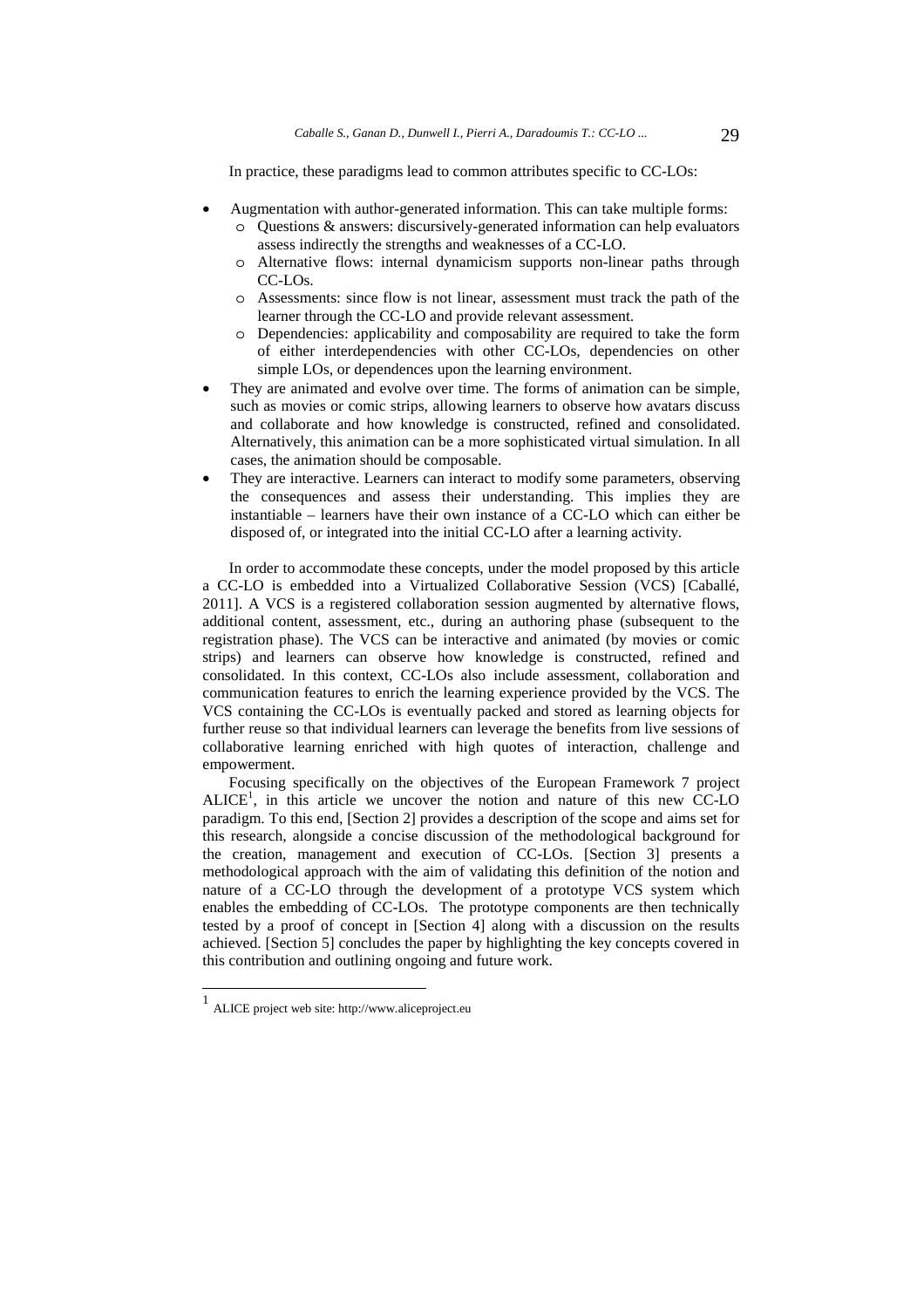In practice, these paradigms lead to common attributes specific to CC-LOs:

- Augmentation with author-generated information. This can take multiple forms:
  - Questions & answers: discursively-generated information can help evaluators assess indirectly the strengths and weaknesses of a CC-LO.
  - Alternative flows: internal dynamicism supports non-linear paths through CC-LOs.
  - Assessments: since flow is not linear, assessment must track the path of the learner through the CC-LO and provide relevant assessment.
  - Dependencies: applicability and composability are required to take the form of either interdependencies with other CC-LOs, dependencies on other simple LOs, or dependences upon the learning environment.
- They are animated and evolve over time. The forms of animation can be simple, such as movies or comic strips, allowing learners to observe how avatars discuss and collaborate and how knowledge is constructed, refined and consolidated. Alternatively, this animation can be a more sophisticated virtual simulation. In all cases, the animation should be composable.
- They are interactive. Learners can interact to modify some parameters, observing the consequences and assess their understanding. This implies they are instantiable – learners have their own instance of a CC-LO which can either be disposed of, or integrated into the initial CC-LO after a learning activity.

In order to accommodate these concepts, under the model proposed by this article a CC-LO is embedded into a Virtualized Collaborative Session (VCS) [Caballé, 2011]. A VCS is a registered collaboration session augmented by alternative flows, additional content, assessment, etc., during an authoring phase (subsequent to the registration phase). The VCS can be interactive and animated (by movies or comic strips) and learners can observe how knowledge is constructed, refined and consolidated. In this context, CC-LOs also include assessment, collaboration and communication features to enrich the learning experience provided by the VCS. The VCS containing the CC-LOs is eventually packed and stored as learning objects for further reuse so that individual learners can leverage the benefits from live sessions of collaborative learning enriched with high quotes of interaction, challenge and empowerment.

Focusing specifically on the objectives of the European Framework 7 project ALICE[1], in this article we uncover the notion and nature of this new CC-LO paradigm. To this end, [Section 2] provides a description of the scope and aims set for this research, alongside a concise discussion of the methodological background for the creation, management and execution of CC-LOs. [Section 3] presents a methodological approach with the aim of validating this definition of the notion and nature of a CC-LO through the development of a prototype VCS system which enables the embedding of CC-LOs. The prototype components are then technically tested by a proof of concept in [Section 4] along with a discussion on the results achieved. [Section 5] concludes the paper by highlighting the key concepts covered in this contribution and outlining ongoing and future work.

---

[1] ALICE project web site: http://www.aliceproject.eu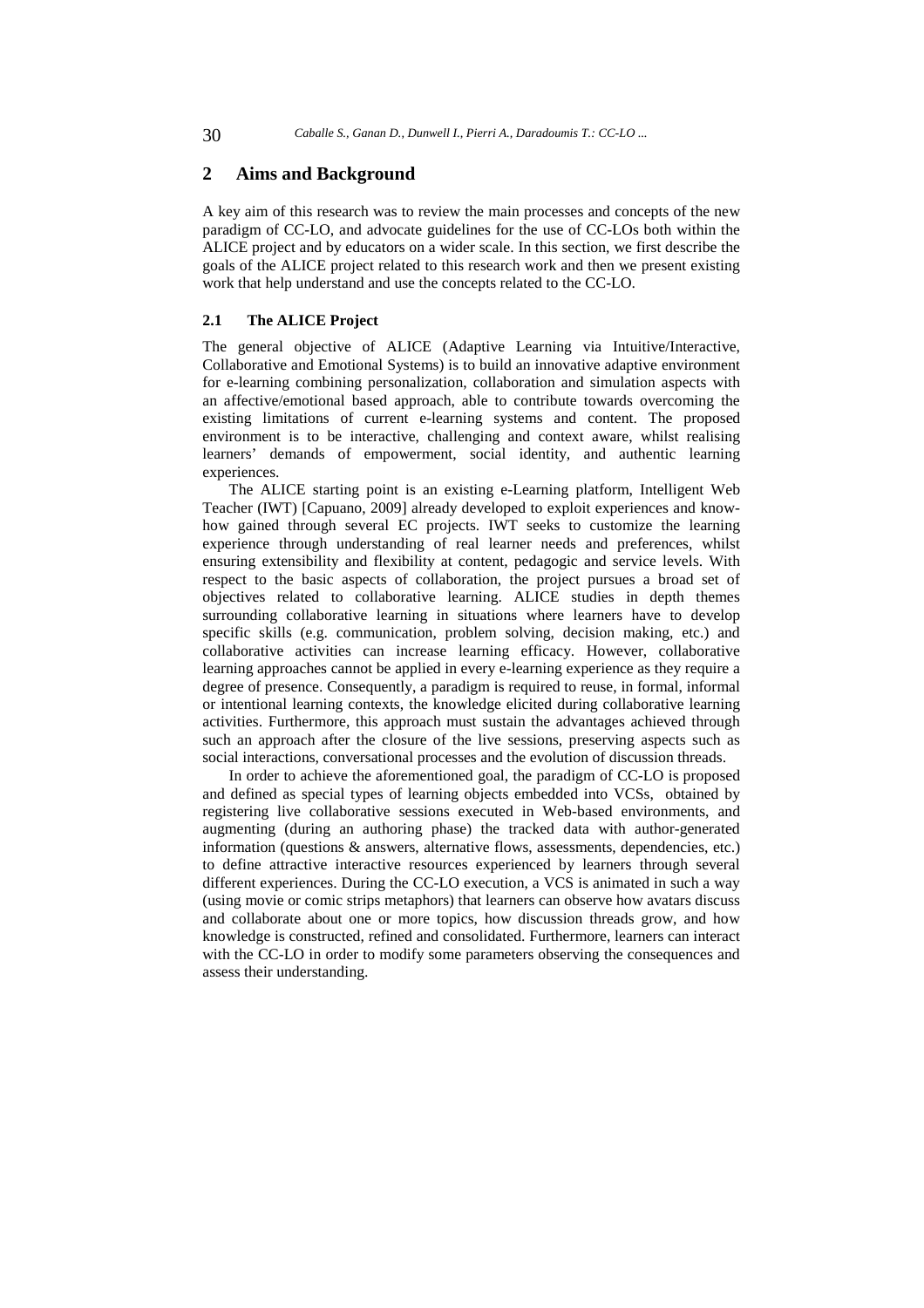## 2 Aims and Background

A key aim of this research was to review the main processes and concepts of the new paradigm of CC-LO, and advocate guidelines for the use of CC-LOs both within the ALICE project and by educators on a wider scale. In this section, we first describe the goals of the ALICE project related to this research work and then we present existing work that help understand and use the concepts related to the CC-LO.

### 2.1 The ALICE Project

The general objective of ALICE (Adaptive Learning via Intuitive/Interactive, Collaborative and Emotional Systems) is to build an innovative adaptive environment for e-learning combining personalization, collaboration and simulation aspects with an affective/emotional based approach, able to contribute towards overcoming the existing limitations of current e-learning systems and content. The proposed environment is to be interactive, challenging and context aware, whilst realising learners' demands of empowerment, social identity, and authentic learning experiences.

The ALICE starting point is an existing e-Learning platform, Intelligent Web Teacher (IWT) [Capuano, 2009] already developed to exploit experiences and know-how gained through several EC projects. IWT seeks to customize the learning experience through understanding of real learner needs and preferences, whilst ensuring extensibility and flexibility at content, pedagogic and service levels. With respect to the basic aspects of collaboration, the project pursues a broad set of objectives related to collaborative learning. ALICE studies in depth themes surrounding collaborative learning in situations where learners have to develop specific skills (e.g. communication, problem solving, decision making, etc.) and collaborative activities can increase learning efficacy. However, collaborative learning approaches cannot be applied in every e-learning experience as they require a degree of presence. Consequently, a paradigm is required to reuse, in formal, informal or intentional learning contexts, the knowledge elicited during collaborative learning activities. Furthermore, this approach must sustain the advantages achieved through such an approach after the closure of the live sessions, preserving aspects such as social interactions, conversational processes and the evolution of discussion threads.

In order to achieve the aforementioned goal, the paradigm of CC-LO is proposed and defined as special types of learning objects embedded into VCSs, obtained by registering live collaborative sessions executed in Web-based environments, and augmenting (during an authoring phase) the tracked data with author-generated information (questions & answers, alternative flows, assessments, dependencies, etc.) to define attractive interactive resources experienced by learners through several different experiences. During the CC-LO execution, a VCS is animated in such a way (using movie or comic strips metaphors) that learners can observe how avatars discuss and collaborate about one or more topics, how discussion threads grow, and how knowledge is constructed, refined and consolidated. Furthermore, learners can interact with the CC-LO in order to modify some parameters observing the consequences and assess their understanding.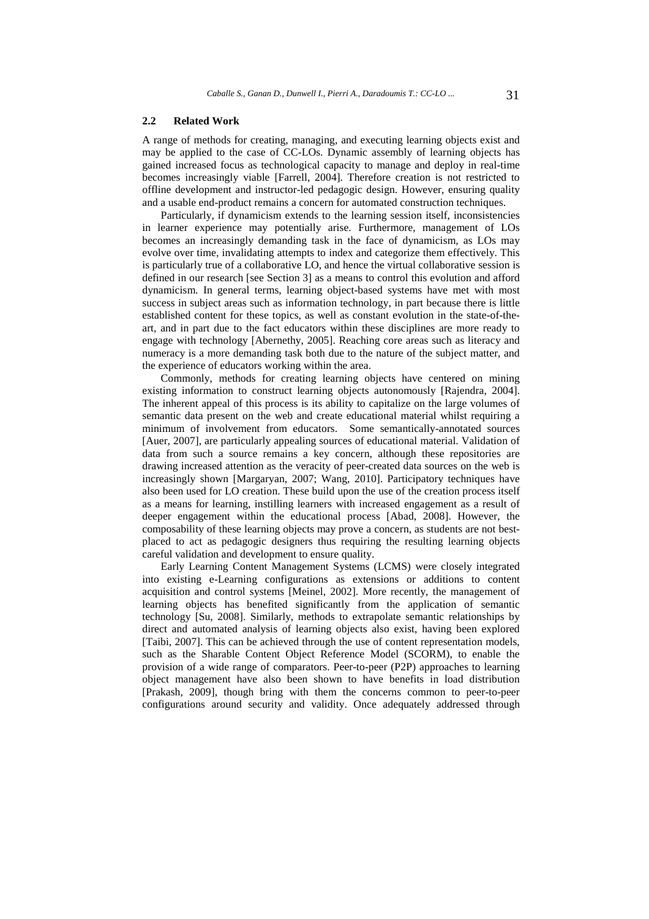### 2.2 Related Work

A range of methods for creating, managing, and executing learning objects exist and may be applied to the case of CC-LOs. Dynamic assembly of learning objects has gained increased focus as technological capacity to manage and deploy in real-time becomes increasingly viable [Farrell, 2004]. Therefore creation is not restricted to offline development and instructor-led pedagogic design. However, ensuring quality and a usable end-product remains a concern for automated construction techniques.

Particularly, if dynamicism extends to the learning session itself, inconsistencies in learner experience may potentially arise. Furthermore, management of LOs becomes an increasingly demanding task in the face of dynamicism, as LOs may evolve over time, invalidating attempts to index and categorize them effectively. This is particularly true of a collaborative LO, and hence the virtual collaborative session is defined in our research [see Section 3] as a means to control this evolution and afford dynamicism. In general terms, learning object-based systems have met with most success in subject areas such as information technology, in part because there is little established content for these topics, as well as constant evolution in the state-of-the-art, and in part due to the fact educators within these disciplines are more ready to engage with technology [Abernethy, 2005]. Reaching core areas such as literacy and numeracy is a more demanding task both due to the nature of the subject matter, and the experience of educators working within the area.

Commonly, methods for creating learning objects have centered on mining existing information to construct learning objects autonomously [Rajendra, 2004]. The inherent appeal of this process is its ability to capitalize on the large volumes of semantic data present on the web and create educational material whilst requiring a minimum of involvement from educators. Some semantically-annotated sources [Auer, 2007], are particularly appealing sources of educational material. Validation of data from such a source remains a key concern, although these repositories are drawing increased attention as the veracity of peer-created data sources on the web is increasingly shown [Margaryan, 2007; Wang, 2010]. Participatory techniques have also been used for LO creation. These build upon the use of the creation process itself as a means for learning, instilling learners with increased engagement as a result of deeper engagement within the educational process [Abad, 2008]. However, the composability of these learning objects may prove a concern, as students are not best-placed to act as pedagogic designers thus requiring the resulting learning objects careful validation and development to ensure quality.

Early Learning Content Management Systems (LCMS) were closely integrated into existing e-Learning configurations as extensions or additions to content acquisition and control systems [Meinel, 2002]. More recently, the management of learning objects has benefited significantly from the application of semantic technology [Su, 2008]. Similarly, methods to extrapolate semantic relationships by direct and automated analysis of learning objects also exist, having been explored [Taibi, 2007]. This can be achieved through the use of content representation models, such as the Sharable Content Object Reference Model (SCORM), to enable the provision of a wide range of comparators. Peer-to-peer (P2P) approaches to learning object management have also been shown to have benefits in load distribution [Prakash, 2009], though bring with them the concerns common to peer-to-peer configurations around security and validity. Once adequately addressed through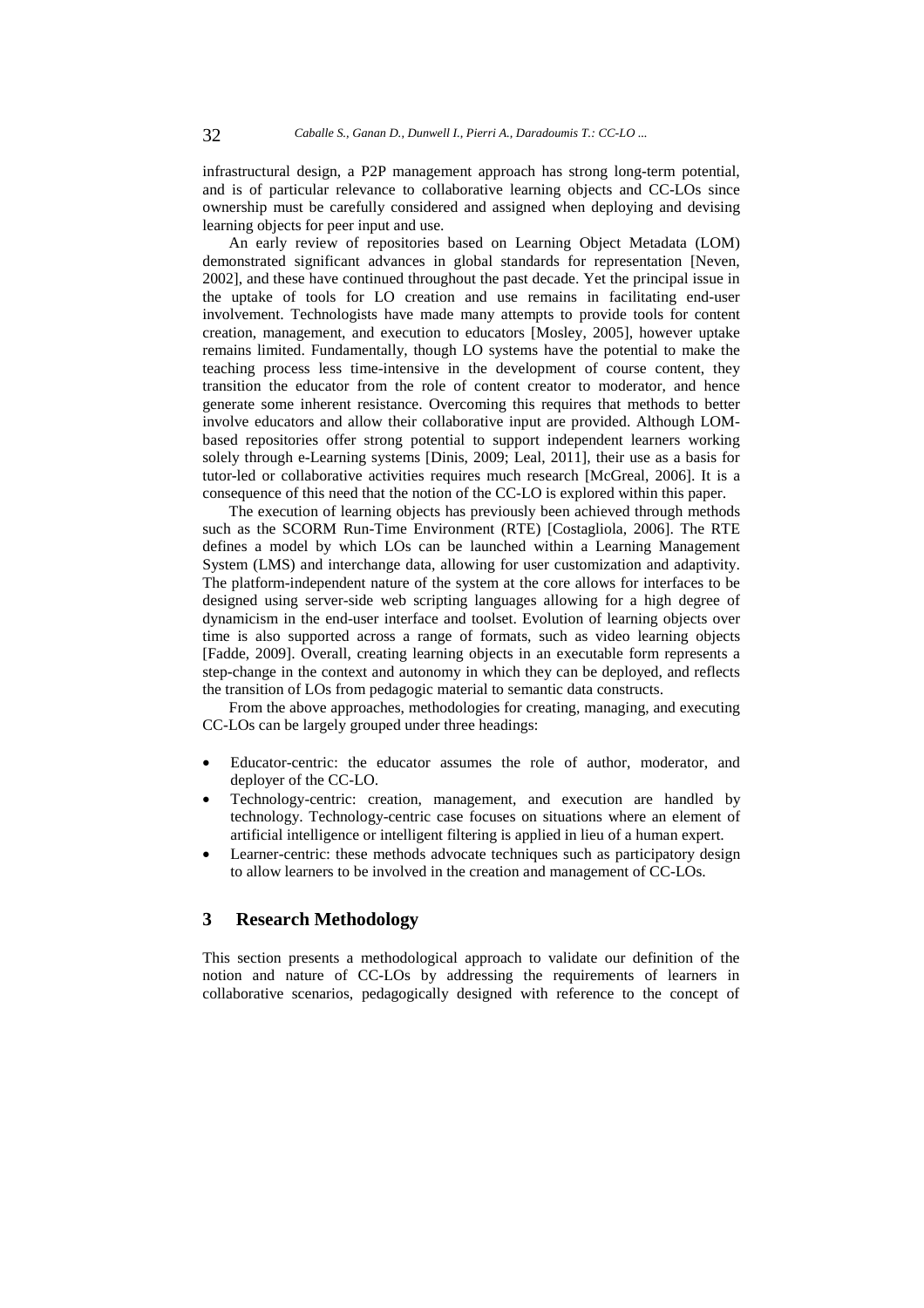infrastructural design, a P2P management approach has strong long-term potential, and is of particular relevance to collaborative learning objects and CC-LOs since ownership must be carefully considered and assigned when deploying and devising learning objects for peer input and use.

An early review of repositories based on Learning Object Metadata (LOM) demonstrated significant advances in global standards for representation [Neven, 2002], and these have continued throughout the past decade. Yet the principal issue in the uptake of tools for LO creation and use remains in facilitating end-user involvement. Technologists have made many attempts to provide tools for content creation, management, and execution to educators [Mosley, 2005], however uptake remains limited. Fundamentally, though LO systems have the potential to make the teaching process less time-intensive in the development of course content, they transition the educator from the role of content creator to moderator, and hence generate some inherent resistance. Overcoming this requires that methods to better involve educators and allow their collaborative input are provided. Although LOM-based repositories offer strong potential to support independent learners working solely through e-Learning systems [Dinis, 2009; Leal, 2011], their use as a basis for tutor-led or collaborative activities requires much research [McGreal, 2006]. It is a consequence of this need that the notion of the CC-LO is explored within this paper.

The execution of learning objects has previously been achieved through methods such as the SCORM Run-Time Environment (RTE) [Costagliola, 2006]. The RTE defines a model by which LOs can be launched within a Learning Management System (LMS) and interchange data, allowing for user customization and adaptivity. The platform-independent nature of the system at the core allows for interfaces to be designed using server-side web scripting languages allowing for a high degree of dynamicism in the end-user interface and toolset. Evolution of learning objects over time is also supported across a range of formats, such as video learning objects [Fadde, 2009]. Overall, creating learning objects in an executable form represents a step-change in the context and autonomy in which they can be deployed, and reflects the transition of LOs from pedagogic material to semantic data constructs.

From the above approaches, methodologies for creating, managing, and executing CC-LOs can be largely grouped under three headings:

- Educator-centric: the educator assumes the role of author, moderator, and deployer of the CC-LO.
- Technology-centric: creation, management, and execution are handled by technology. Technology-centric case focuses on situations where an element of artificial intelligence or intelligent filtering is applied in lieu of a human expert.
- Learner-centric: these methods advocate techniques such as participatory design to allow learners to be involved in the creation and management of CC-LOs.

## 3 Research Methodology

This section presents a methodological approach to validate our definition of the notion and nature of CC-LOs by addressing the requirements of learners in collaborative scenarios, pedagogically designed with reference to the concept of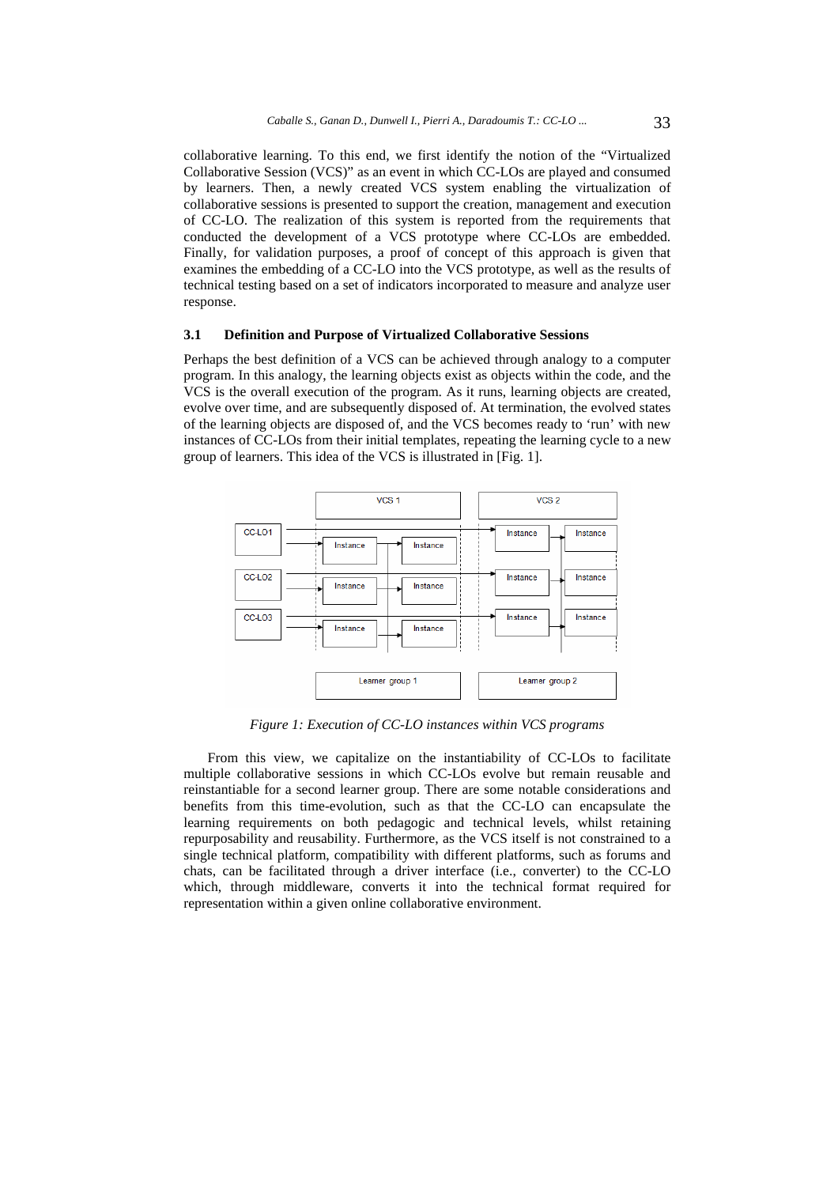collaborative learning. To this end, we first identify the notion of the "Virtualized Collaborative Session (VCS)" as an event in which CC-LOs are played and consumed by learners. Then, a newly created VCS system enabling the virtualization of collaborative sessions is presented to support the creation, management and execution of CC-LO. The realization of this system is reported from the requirements that conducted the development of a VCS prototype where CC-LOs are embedded. Finally, for validation purposes, a proof of concept of this approach is given that examines the embedding of a CC-LO into the VCS prototype, as well as the results of technical testing based on a set of indicators incorporated to measure and analyze user response.

### 3.1 Definition and Purpose of Virtualized Collaborative Sessions

Perhaps the best definition of a VCS can be achieved through analogy to a computer program. In this analogy, the learning objects exist as objects within the code, and the VCS is the overall execution of the program. As it runs, learning objects are created, evolve over time, and are subsequently disposed of. At termination, the evolved states of the learning objects are disposed of, and the VCS becomes ready to 'run' with new instances of CC-LOs from their initial templates, repeating the learning cycle to a new group of learners. This idea of the VCS is illustrated in [Fig. 1].

*Figure 1: Execution of CC-LO instances within VCS programs*

From this view, we capitalize on the instantiability of CC-LOs to facilitate multiple collaborative sessions in which CC-LOs evolve but remain reusable and reinstantiable for a second learner group. There are some notable considerations and benefits from this time-evolution, such as that the CC-LO can encapsulate the learning requirements on both pedagogic and technical levels, whilst retaining repurposability and reusability. Furthermore, as the VCS itself is not constrained to a single technical platform, compatibility with different platforms, such as forums and chats, can be facilitated through a driver interface (i.e., converter) to the CC-LO which, through middleware, converts it into the technical format required for representation within a given online collaborative environment.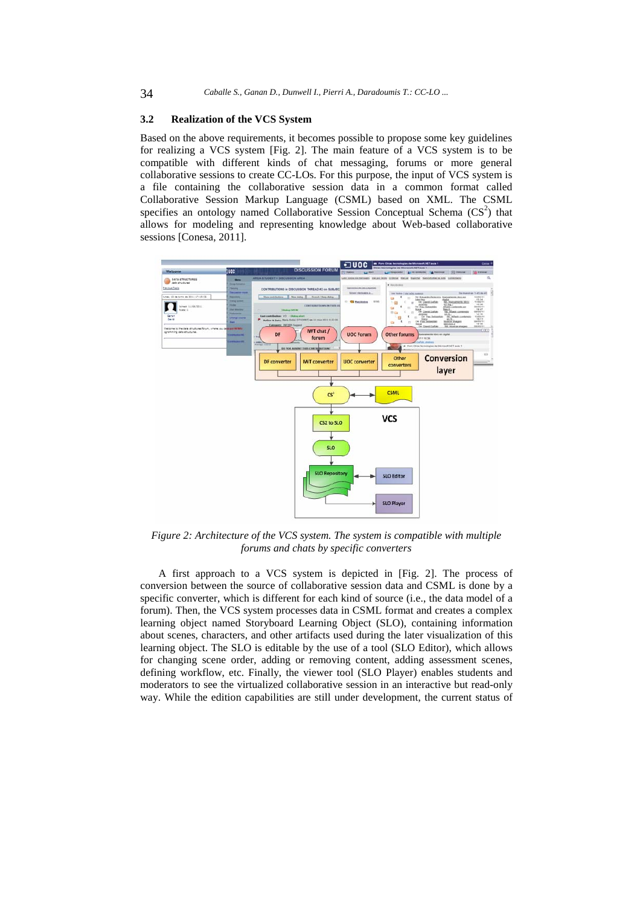### 3.2 Realization of the VCS System

Based on the above requirements, it becomes possible to propose some key guidelines for realizing a VCS system [Fig. 2]. The main feature of a VCS system is to be compatible with different kinds of chat messaging, forums or more general collaborative sessions to create CC-LOs. For this purpose, the input of VCS system is a file containing the collaborative session data in a common format called Collaborative Session Markup Language (CSML) based on XML. The CSML specifies an ontology named Collaborative Session Conceptual Schema ($CS^2$) that allows for modeling and representing knowledge about Web-based collaborative sessions [Conesa, 2011].

*Figure 2: Architecture of the VCS system. The system is compatible with multiple forums and chats by specific converters*

A first approach to a VCS system is depicted in [Fig. 2]. The process of conversion between the source of collaborative session data and CSML is done by a specific converter, which is different for each kind of source (i.e., the data model of a forum). Then, the VCS system processes data in CSML format and creates a complex learning object named Storyboard Learning Object (SLO), containing information about scenes, characters, and other artifacts used during the later visualization of this learning object. The SLO is editable by the use of a tool (SLO Editor), which allows for changing scene order, adding or removing content, adding assessment scenes, defining workflow, etc. Finally, the viewer tool (SLO Player) enables students and moderators to see the virtualized collaborative session in an interactive but read-only way. While the edition capabilities are still under development, the current status of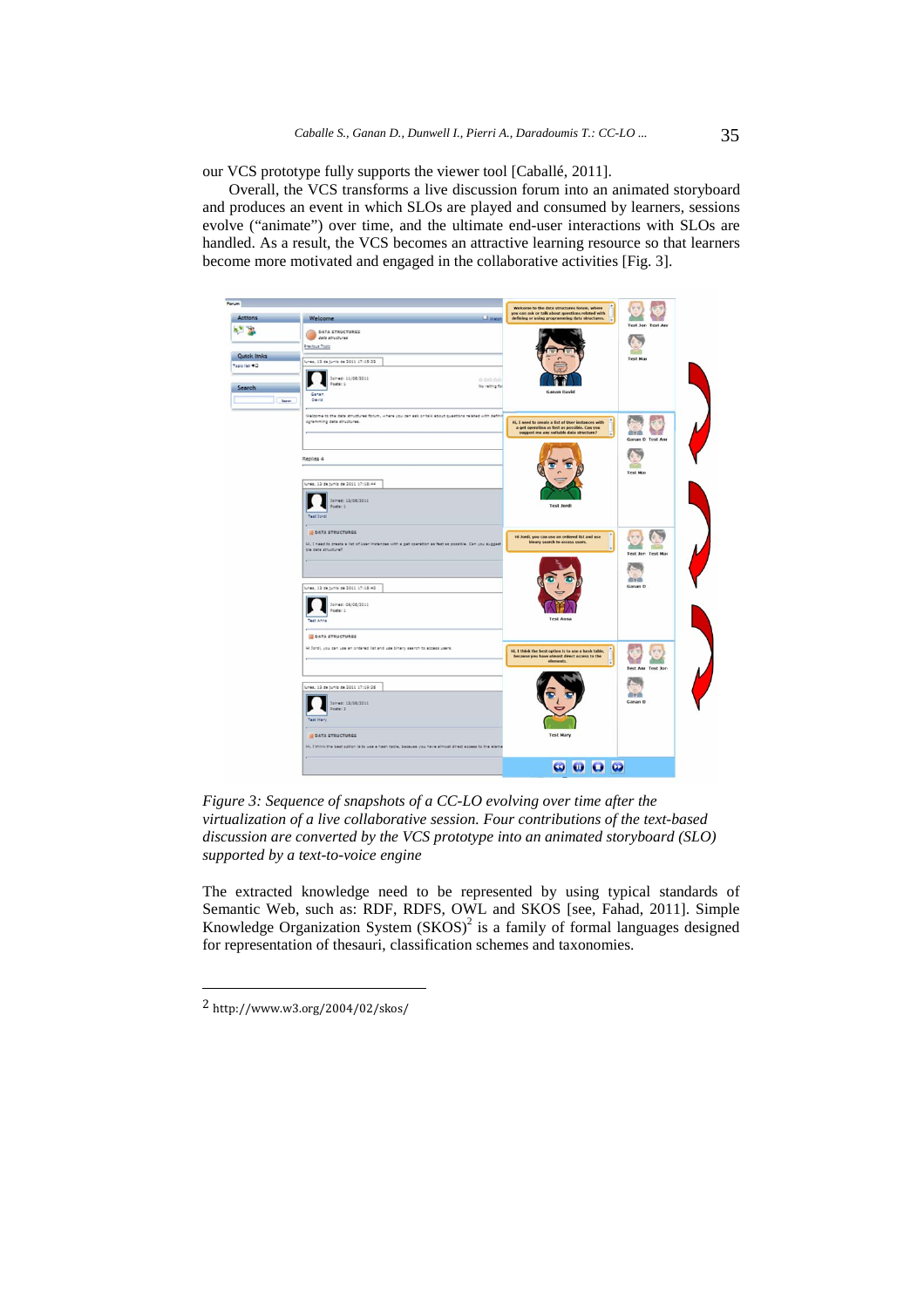our VCS prototype fully supports the viewer tool [Caballé, 2011].

Overall, the VCS transforms a live discussion forum into an animated storyboard and produces an event in which SLOs are played and consumed by learners, sessions evolve ("animate") over time, and the ultimate end-user interactions with SLOs are handled. As a result, the VCS becomes an attractive learning resource so that learners become more motivated and engaged in the collaborative activities [Fig. 3].

*Figure 3: Sequence of snapshots of a CC-LO evolving over time after the virtualization of a live collaborative session. Four contributions of the text-based discussion are converted by the VCS prototype into an animated storyboard (SLO) supported by a text-to-voice engine*

The extracted knowledge need to be represented by using typical standards of Semantic Web, such as: RDF, RDFS, OWL and SKOS [see, Fahad, 2011]. Simple Knowledge Organization System (SKOS)[2] is a family of formal languages designed for representation of thesauri, classification schemes and taxonomies.

---

[2] http://www.w3.org/2004/02/skos/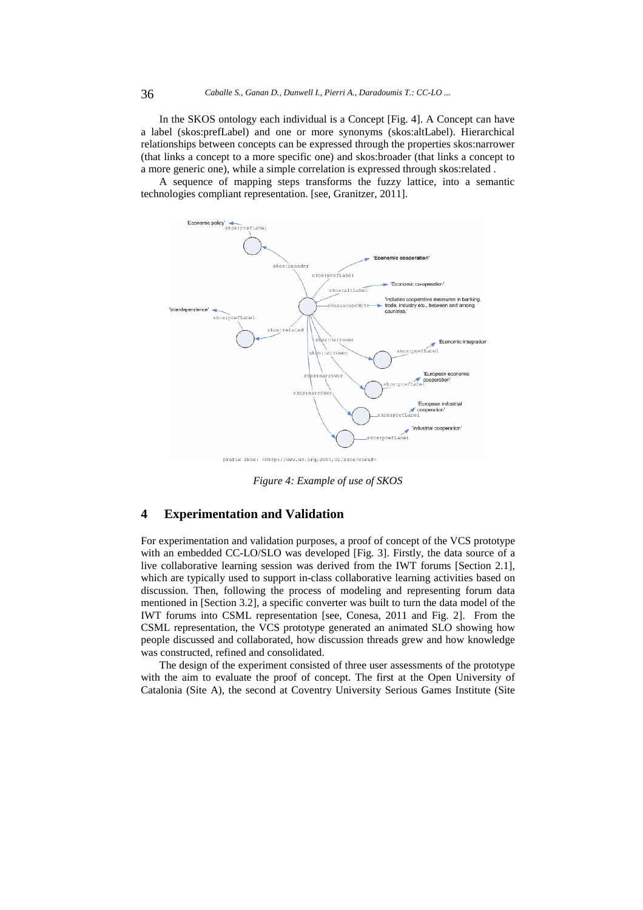In the SKOS ontology each individual is a Concept [Fig. 4]. A Concept can have a label (skos:prefLabel) and one or more synonyms (skos:altLabel). Hierarchical relationships between concepts can be expressed through the properties skos:narrower (that links a concept to a more specific one) and skos:broader (that links a concept to a more generic one), while a simple correlation is expressed through skos:related .

A sequence of mapping steps transforms the fuzzy lattice, into a semantic technologies compliant representation. [see, Granitzer, 2011].

Figure 4: Example of use of SKOS

## 4 Experimentation and Validation

For experimentation and validation purposes, a proof of concept of the VCS prototype with an embedded CC-LO/SLO was developed [Fig. 3]. Firstly, the data source of a live collaborative learning session was derived from the IWT forums [Section 2.1], which are typically used to support in-class collaborative learning activities based on discussion. Then, following the process of modeling and representing forum data mentioned in [Section 3.2], a specific converter was built to turn the data model of the IWT forums into CSML representation [see, Conesa, 2011 and Fig. 2]. From the CSML representation, the VCS prototype generated an animated SLO showing how people discussed and collaborated, how discussion threads grew and how knowledge was constructed, refined and consolidated.

The design of the experiment consisted of three user assessments of the prototype with the aim to evaluate the proof of concept. The first at the Open University of Catalonia (Site A), the second at Coventry University Serious Games Institute (Site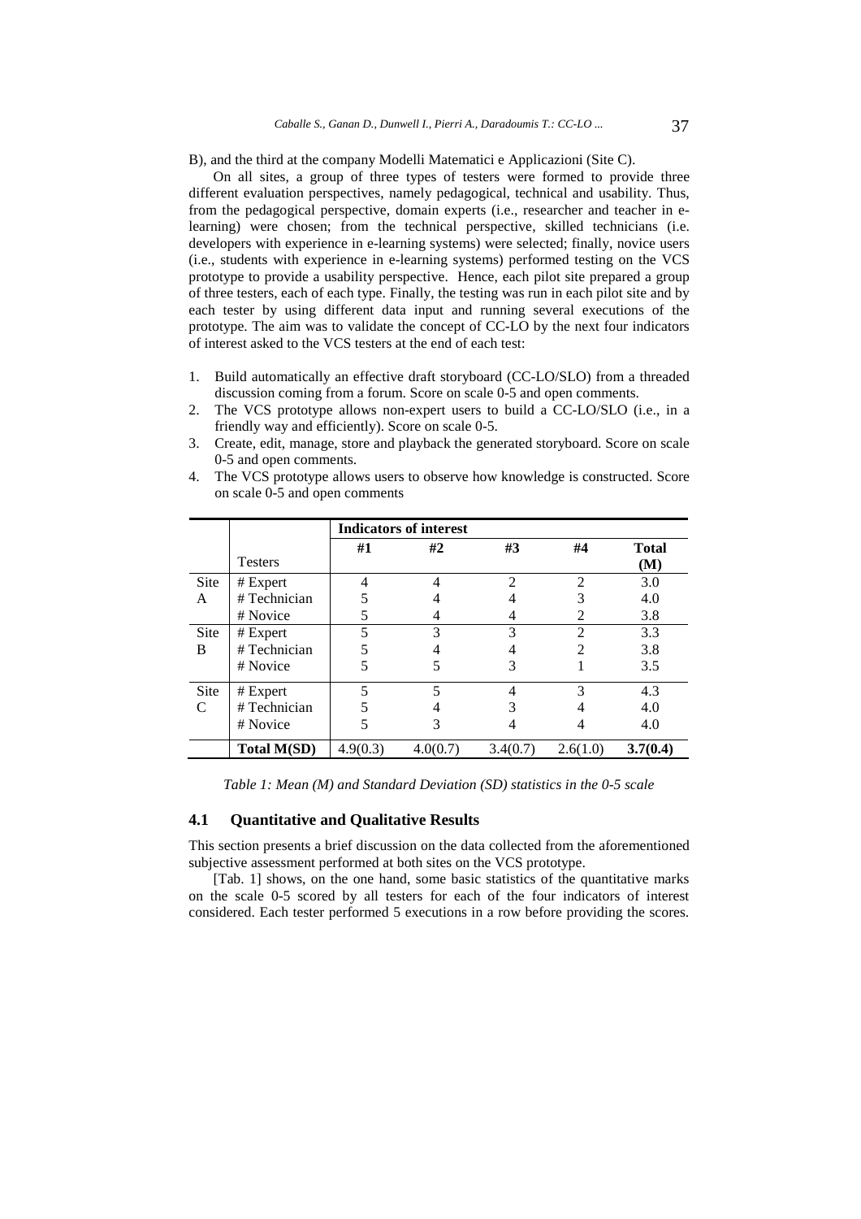B), and the third at the company Modelli Matematici e Applicazioni (Site C).

On all sites, a group of three types of testers were formed to provide three different evaluation perspectives, namely pedagogical, technical and usability. Thus, from the pedagogical perspective, domain experts (i.e., researcher and teacher in e-learning) were chosen; from the technical perspective, skilled technicians (i.e. developers with experience in e-learning systems) were selected; finally, novice users (i.e., students with experience in e-learning systems) performed testing on the VCS prototype to provide a usability perspective. Hence, each pilot site prepared a group of three testers, each of each type. Finally, the testing was run in each pilot site and by each tester by using different data input and running several executions of the prototype. The aim was to validate the concept of CC-LO by the next four indicators of interest asked to the VCS testers at the end of each test:

1. Build automatically an effective draft storyboard (CC-LO/SLO) from a threaded discussion coming from a forum. Score on scale 0-5 and open comments.
2. The VCS prototype allows non-expert users to build a CC-LO/SLO (i.e., in a friendly way and efficiently). Score on scale 0-5.
3. Create, edit, manage, store and playback the generated storyboard. Score on scale 0-5 and open comments.
4. The VCS prototype allows users to observe how knowledge is constructed. Score on scale 0-5 and open comments

| | | **Indicators of interest** | | | | |
|---|---|---|---|---|---|---|
| | Testers | **#1** | **#2** | **#3** | **#4** | **Total (M)** |
| Site A | # Expert | 4 | 4 | 2 | 2 | 3.0 |
| | # Technician | 5 | 4 | 4 | 3 | 4.0 |
| | # Novice | 5 | 4 | 4 | 2 | 3.8 |
| Site B | # Expert | 5 | 3 | 3 | 2 | 3.3 |
| | # Technician | 5 | 4 | 4 | 2 | 3.8 |
| | # Novice | 5 | 5 | 3 | 1 | 3.5 |
| Site C | # Expert | 5 | 5 | 4 | 3 | 4.3 |
| | # Technician | 5 | 4 | 3 | 4 | 4.0 |
| | # Novice | 5 | 3 | 4 | 4 | 4.0 |
| | **Total M(SD)** | 4.9(0.3) | 4.0(0.7) | 3.4(0.7) | 2.6(1.0) | **3.7(0.4)** |

*Table 1: Mean (M) and Standard Deviation (SD) statistics in the 0-5 scale*

### 4.1 Quantitative and Qualitative Results

This section presents a brief discussion on the data collected from the aforementioned subjective assessment performed at both sites on the VCS prototype.

[Tab. 1] shows, on the one hand, some basic statistics of the quantitative marks on the scale 0-5 scored by all testers for each of the four indicators of interest considered. Each tester performed 5 executions in a row before providing the scores.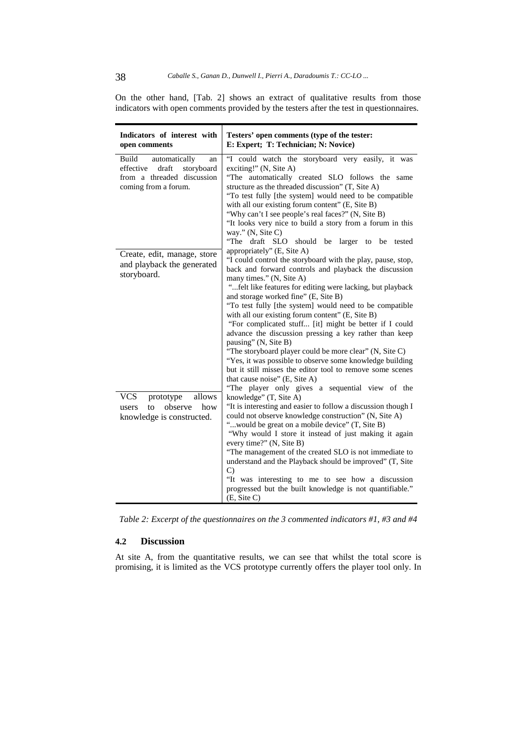On the other hand, [Tab. 2] shows an extract of qualitative results from those indicators with open comments provided by the testers after the test in questionnaires.

| Indicators of interest with open comments | Testers' open comments (type of the tester: E: Expert; T: Technician; N: Novice) |
|---|---|
| Build automatically an effective draft storyboard from a threaded discussion coming from a forum. | "I could watch the storyboard very easily, it was exciting!" (N, Site A)<br>"The automatically created SLO follows the same structure as the threaded discussion" (T, Site A)<br>"To test fully [the system] would need to be compatible with all our existing forum content" (E, Site B)<br>"Why can't I see people's real faces?" (N, Site B)<br>"It looks very nice to build a story from a forum in this way." (N, Site C)<br>"The draft SLO should be larger to be tested appropriately" (E, Site A) |
| Create, edit, manage, store and playback the generated storyboard. | "I could control the storyboard with the play, pause, stop, back and forward controls and playback the discussion many times." (N, Site A)<br>"...felt like features for editing were lacking, but playback and storage worked fine" (E, Site B)<br>"To test fully [the system] would need to be compatible with all our existing forum content" (E, Site B)<br>"For complicated stuff... [it] might be better if I could advance the discussion pressing a key rather than keep pausing" (N, Site B)<br>"The storyboard player could be more clear" (N, Site C)<br>"Yes, it was possible to observe some knowledge building but it still misses the editor tool to remove some scenes that cause noise" (E, Site A) |
| VCS prototype allows users to observe how knowledge is constructed. | "The player only gives a sequential view of the knowledge" (T, Site A)<br>"It is interesting and easier to follow a discussion though I could not observe knowledge construction" (N, Site A)<br>"...would be great on a mobile device" (T, Site B)<br>"Why would I store it instead of just making it again every time?" (N, Site B)<br>"The management of the created SLO is not immediate to understand and the Playback should be improved" (T, Site C)<br>"It was interesting to me to see how a discussion progressed but the built knowledge is not quantifiable." (E, Site C) |

*Table 2: Excerpt of the questionnaires on the 3 commented indicators #1, #3 and #4*

### 4.2 Discussion

At site A, from the quantitative results, we can see that whilst the total score is promising, it is limited as the VCS prototype currently offers the player tool only. In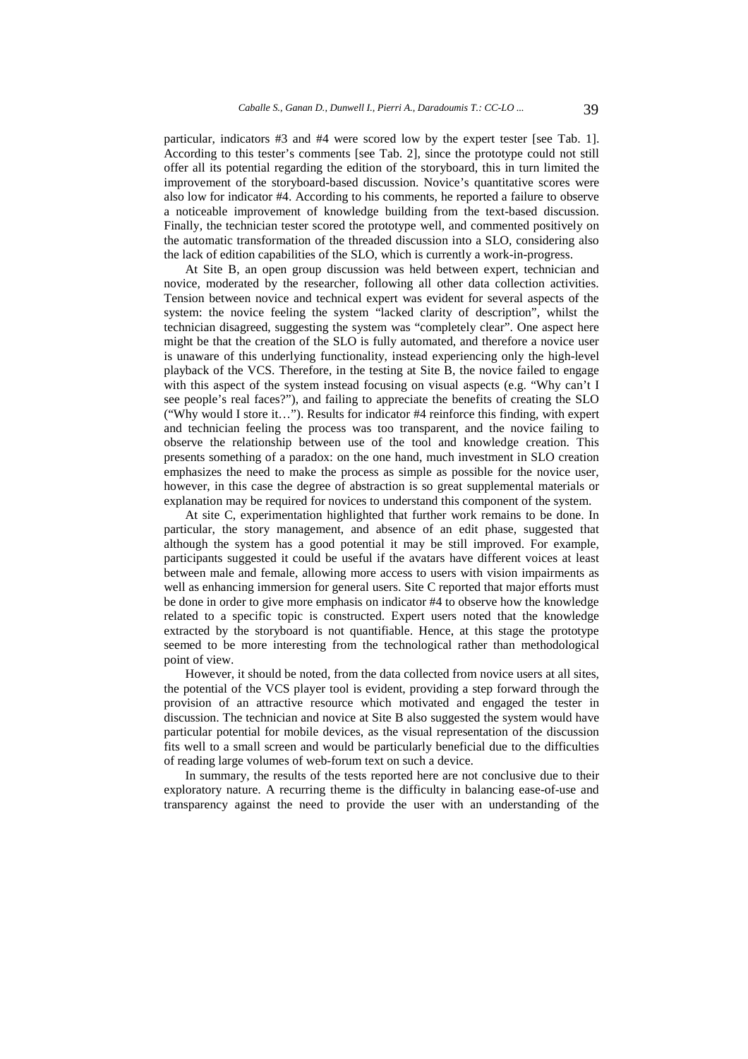particular, indicators #3 and #4 were scored low by the expert tester [see Tab. 1]. According to this tester's comments [see Tab. 2], since the prototype could not still offer all its potential regarding the edition of the storyboard, this in turn limited the improvement of the storyboard-based discussion. Novice's quantitative scores were also low for indicator #4. According to his comments, he reported a failure to observe a noticeable improvement of knowledge building from the text-based discussion. Finally, the technician tester scored the prototype well, and commented positively on the automatic transformation of the threaded discussion into a SLO, considering also the lack of edition capabilities of the SLO, which is currently a work-in-progress.

At Site B, an open group discussion was held between expert, technician and novice, moderated by the researcher, following all other data collection activities. Tension between novice and technical expert was evident for several aspects of the system: the novice feeling the system "lacked clarity of description", whilst the technician disagreed, suggesting the system was "completely clear". One aspect here might be that the creation of the SLO is fully automated, and therefore a novice user is unaware of this underlying functionality, instead experiencing only the high-level playback of the VCS. Therefore, in the testing at Site B, the novice failed to engage with this aspect of the system instead focusing on visual aspects (e.g. "Why can't I see people's real faces?"), and failing to appreciate the benefits of creating the SLO ("Why would I store it…"). Results for indicator #4 reinforce this finding, with expert and technician feeling the process was too transparent, and the novice failing to observe the relationship between use of the tool and knowledge creation. This presents something of a paradox: on the one hand, much investment in SLO creation emphasizes the need to make the process as simple as possible for the novice user, however, in this case the degree of abstraction is so great supplemental materials or explanation may be required for novices to understand this component of the system.

At site C, experimentation highlighted that further work remains to be done. In particular, the story management, and absence of an edit phase, suggested that although the system has a good potential it may be still improved. For example, participants suggested it could be useful if the avatars have different voices at least between male and female, allowing more access to users with vision impairments as well as enhancing immersion for general users. Site C reported that major efforts must be done in order to give more emphasis on indicator #4 to observe how the knowledge related to a specific topic is constructed. Expert users noted that the knowledge extracted by the storyboard is not quantifiable. Hence, at this stage the prototype seemed to be more interesting from the technological rather than methodological point of view.

However, it should be noted, from the data collected from novice users at all sites, the potential of the VCS player tool is evident, providing a step forward through the provision of an attractive resource which motivated and engaged the tester in discussion. The technician and novice at Site B also suggested the system would have particular potential for mobile devices, as the visual representation of the discussion fits well to a small screen and would be particularly beneficial due to the difficulties of reading large volumes of web-forum text on such a device.

In summary, the results of the tests reported here are not conclusive due to their exploratory nature. A recurring theme is the difficulty in balancing ease-of-use and transparency against the need to provide the user with an understanding of the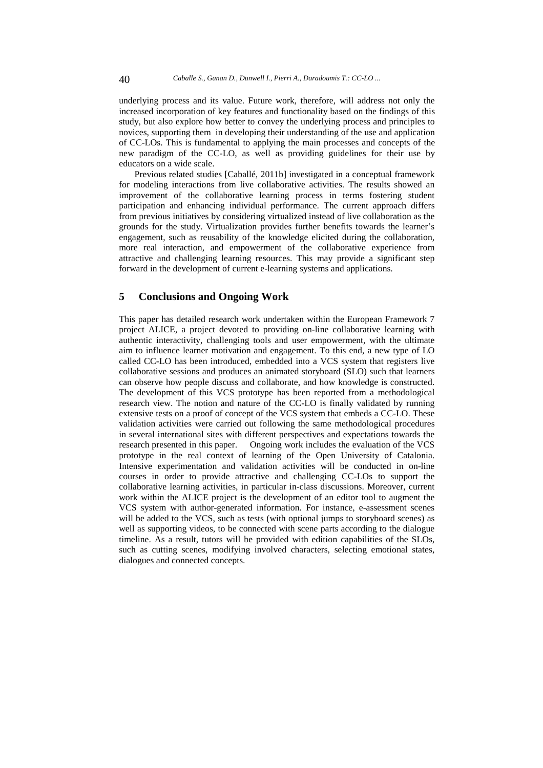underlying process and its value. Future work, therefore, will address not only the increased incorporation of key features and functionality based on the findings of this study, but also explore how better to convey the underlying process and principles to novices, supporting them in developing their understanding of the use and application of CC-LOs. This is fundamental to applying the main processes and concepts of the new paradigm of the CC-LO, as well as providing guidelines for their use by educators on a wide scale.

Previous related studies [Caballé, 2011b] investigated in a conceptual framework for modeling interactions from live collaborative activities. The results showed an improvement of the collaborative learning process in terms fostering student participation and enhancing individual performance. The current approach differs from previous initiatives by considering virtualized instead of live collaboration as the grounds for the study. Virtualization provides further benefits towards the learner's engagement, such as reusability of the knowledge elicited during the collaboration, more real interaction, and empowerment of the collaborative experience from attractive and challenging learning resources. This may provide a significant step forward in the development of current e-learning systems and applications.

## 5 Conclusions and Ongoing Work

This paper has detailed research work undertaken within the European Framework 7 project ALICE, a project devoted to providing on-line collaborative learning with authentic interactivity, challenging tools and user empowerment, with the ultimate aim to influence learner motivation and engagement. To this end, a new type of LO called CC-LO has been introduced, embedded into a VCS system that registers live collaborative sessions and produces an animated storyboard (SLO) such that learners can observe how people discuss and collaborate, and how knowledge is constructed. The development of this VCS prototype has been reported from a methodological research view. The notion and nature of the CC-LO is finally validated by running extensive tests on a proof of concept of the VCS system that embeds a CC-LO. These validation activities were carried out following the same methodological procedures in several international sites with different perspectives and expectations towards the research presented in this paper. Ongoing work includes the evaluation of the VCS prototype in the real context of learning of the Open University of Catalonia. Intensive experimentation and validation activities will be conducted in on-line courses in order to provide attractive and challenging CC-LOs to support the collaborative learning activities, in particular in-class discussions. Moreover, current work within the ALICE project is the development of an editor tool to augment the VCS system with author-generated information. For instance, e-assessment scenes will be added to the VCS, such as tests (with optional jumps to storyboard scenes) as well as supporting videos, to be connected with scene parts according to the dialogue timeline. As a result, tutors will be provided with edition capabilities of the SLOs, such as cutting scenes, modifying involved characters, selecting emotional states, dialogues and connected concepts.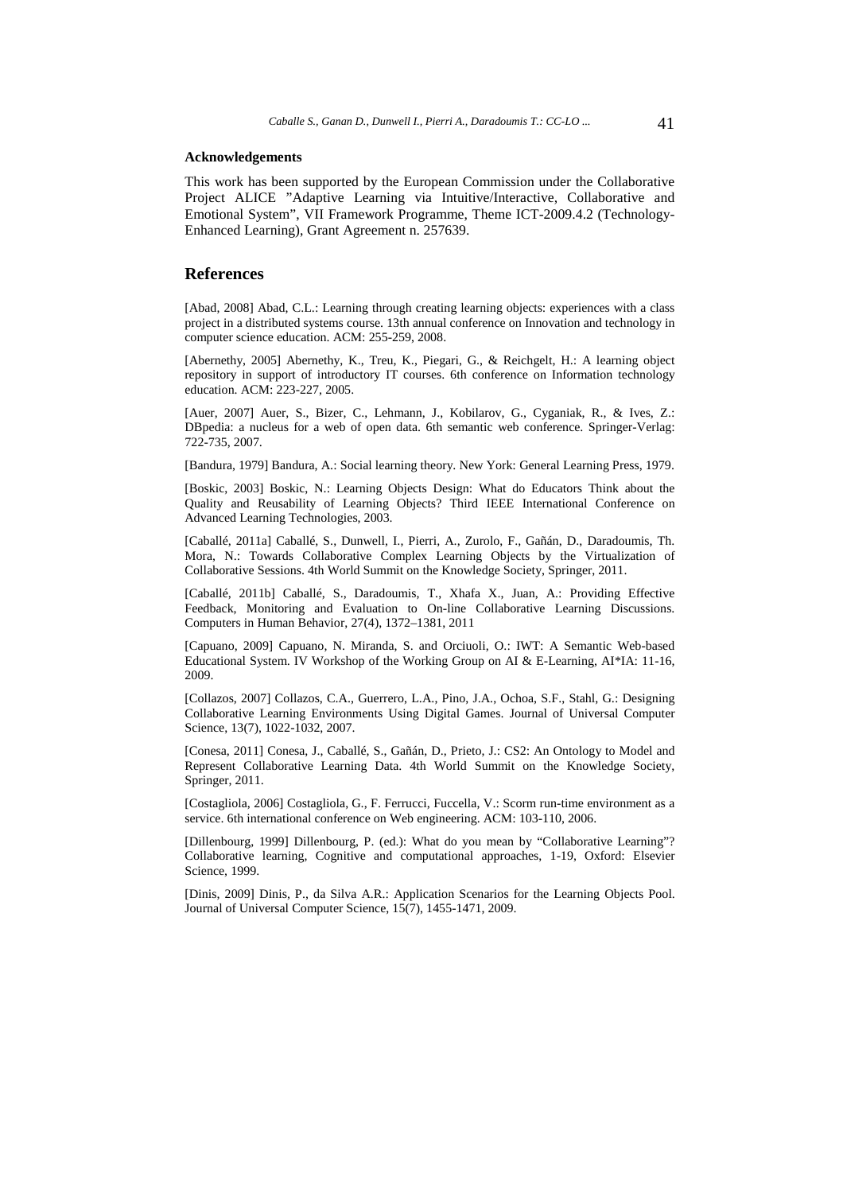**Acknowledgements**

This work has been supported by the European Commission under the Collaborative Project ALICE "Adaptive Learning via Intuitive/Interactive, Collaborative and Emotional System", VII Framework Programme, Theme ICT-2009.4.2 (Technology-Enhanced Learning), Grant Agreement n. 257639.

## References

[Abad, 2008] Abad, C.L.: Learning through creating learning objects: experiences with a class project in a distributed systems course. 13th annual conference on Innovation and technology in computer science education. ACM: 255-259, 2008.

[Abernethy, 2005] Abernethy, K., Treu, K., Piegari, G., & Reichgelt, H.: A learning object repository in support of introductory IT courses. 6th conference on Information technology education. ACM: 223-227, 2005.

[Auer, 2007] Auer, S., Bizer, C., Lehmann, J., Kobilarov, G., Cyganiak, R., & Ives, Z.: DBpedia: a nucleus for a web of open data. 6th semantic web conference. Springer-Verlag: 722-735, 2007.

[Bandura, 1979] Bandura, A.: Social learning theory. New York: General Learning Press, 1979.

[Boskic, 2003] Boskic, N.: Learning Objects Design: What do Educators Think about the Quality and Reusability of Learning Objects? Third IEEE International Conference on Advanced Learning Technologies, 2003.

[Caballé, 2011a] Caballé, S., Dunwell, I., Pierri, A., Zurolo, F., Gañán, D., Daradoumis, Th. Mora, N.: Towards Collaborative Complex Learning Objects by the Virtualization of Collaborative Sessions. 4th World Summit on the Knowledge Society, Springer, 2011.

[Caballé, 2011b] Caballé, S., Daradoumis, T., Xhafa X., Juan, A.: Providing Effective Feedback, Monitoring and Evaluation to On-line Collaborative Learning Discussions. Computers in Human Behavior, 27(4), 1372–1381, 2011

[Capuano, 2009] Capuano, N. Miranda, S. and Orciuoli, O.: IWT: A Semantic Web-based Educational System. IV Workshop of the Working Group on AI & E-Learning, AI*IA: 11-16, 2009.

[Collazos, 2007] Collazos, C.A., Guerrero, L.A., Pino, J.A., Ochoa, S.F., Stahl, G.: Designing Collaborative Learning Environments Using Digital Games. Journal of Universal Computer Science, 13(7), 1022-1032, 2007.

[Conesa, 2011] Conesa, J., Caballé, S., Gañán, D., Prieto, J.: CS2: An Ontology to Model and Represent Collaborative Learning Data. 4th World Summit on the Knowledge Society, Springer, 2011.

[Costagliola, 2006] Costagliola, G., F. Ferrucci, Fuccella, V.: Scorm run-time environment as a service. 6th international conference on Web engineering. ACM: 103-110, 2006.

[Dillenbourg, 1999] Dillenbourg, P. (ed.): What do you mean by "Collaborative Learning"? Collaborative learning, Cognitive and computational approaches, 1-19, Oxford: Elsevier Science, 1999.

[Dinis, 2009] Dinis, P., da Silva A.R.: Application Scenarios for the Learning Objects Pool. Journal of Universal Computer Science, 15(7), 1455-1471, 2009.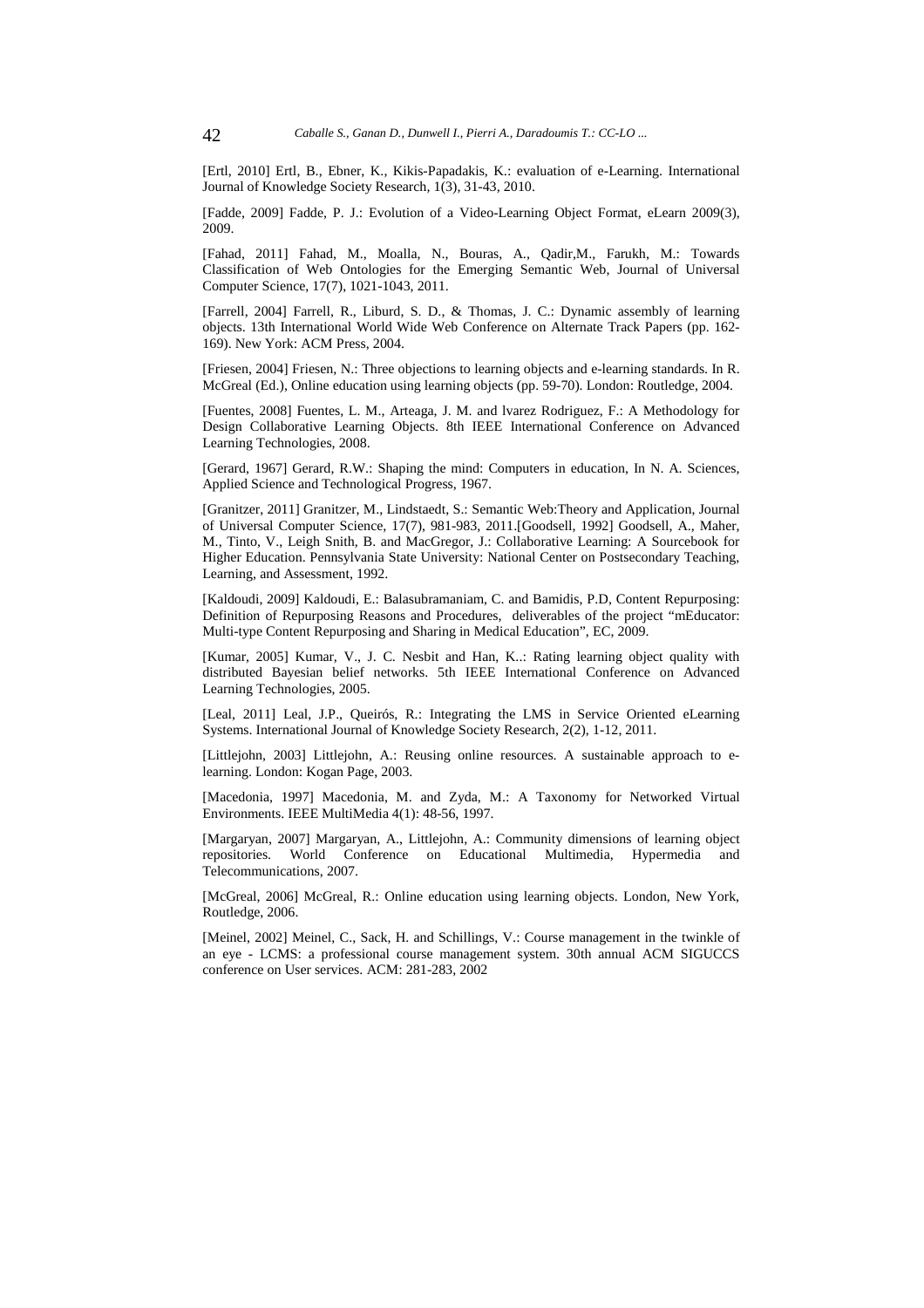[Ertl, 2010] Ertl, B., Ebner, K., Kikis-Papadakis, K.: evaluation of e-Learning. International Journal of Knowledge Society Research, 1(3), 31-43, 2010.

[Fadde, 2009] Fadde, P. J.: Evolution of a Video-Learning Object Format, eLearn 2009(3), 2009.

[Fahad, 2011] Fahad, M., Moalla, N., Bouras, A., Qadir,M., Farukh, M.: Towards Classification of Web Ontologies for the Emerging Semantic Web, Journal of Universal Computer Science, 17(7), 1021-1043, 2011.

[Farrell, 2004] Farrell, R., Liburd, S. D., & Thomas, J. C.: Dynamic assembly of learning objects. 13th International World Wide Web Conference on Alternate Track Papers (pp. 162-169). New York: ACM Press, 2004.

[Friesen, 2004] Friesen, N.: Three objections to learning objects and e-learning standards. In R. McGreal (Ed.), Online education using learning objects (pp. 59-70). London: Routledge, 2004.

[Fuentes, 2008] Fuentes, L. M., Arteaga, J. M. and lvarez Rodriguez, F.: A Methodology for Design Collaborative Learning Objects. 8th IEEE International Conference on Advanced Learning Technologies, 2008.

[Gerard, 1967] Gerard, R.W.: Shaping the mind: Computers in education, In N. A. Sciences, Applied Science and Technological Progress, 1967.

[Granitzer, 2011] Granitzer, M., Lindstaedt, S.: Semantic Web:Theory and Application, Journal of Universal Computer Science, 17(7), 981-983, 2011.[Goodsell, 1992] Goodsell, A., Maher, M., Tinto, V., Leigh Snith, B. and MacGregor, J.: Collaborative Learning: A Sourcebook for Higher Education. Pennsylvania State University: National Center on Postsecondary Teaching, Learning, and Assessment, 1992.

[Kaldoudi, 2009] Kaldoudi, E.: Balasubramaniam, C. and Bamidis, P.D, Content Repurposing: Definition of Repurposing Reasons and Procedures, deliverables of the project "mEducator: Multi-type Content Repurposing and Sharing in Medical Education", EC, 2009.

[Kumar, 2005] Kumar, V., J. C. Nesbit and Han, K..: Rating learning object quality with distributed Bayesian belief networks. 5th IEEE International Conference on Advanced Learning Technologies, 2005.

[Leal, 2011] Leal, J.P., Queirós, R.: Integrating the LMS in Service Oriented eLearning Systems. International Journal of Knowledge Society Research, 2(2), 1-12, 2011.

[Littlejohn, 2003] Littlejohn, A.: Reusing online resources. A sustainable approach to e-learning. London: Kogan Page, 2003.

[Macedonia, 1997] Macedonia, M. and Zyda, M.: A Taxonomy for Networked Virtual Environments. IEEE MultiMedia 4(1): 48-56, 1997.

[Margaryan, 2007] Margaryan, A., Littlejohn, A.: Community dimensions of learning object repositories. World Conference on Educational Multimedia, Hypermedia and Telecommunications, 2007.

[McGreal, 2006] McGreal, R.: Online education using learning objects. London, New York, Routledge, 2006.

[Meinel, 2002] Meinel, C., Sack, H. and Schillings, V.: Course management in the twinkle of an eye - LCMS: a professional course management system. 30th annual ACM SIGUCCS conference on User services. ACM: 281-283, 2002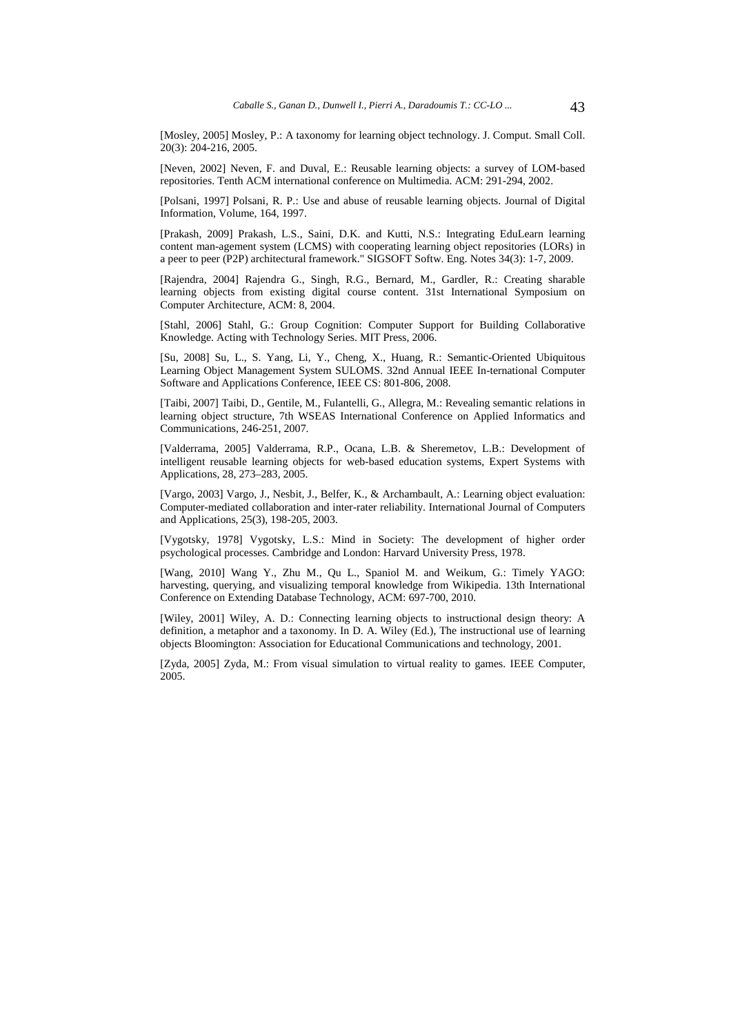[Mosley, 2005] Mosley, P.: A taxonomy for learning object technology. J. Comput. Small Coll. 20(3): 204-216, 2005.

[Neven, 2002] Neven, F. and Duval, E.: Reusable learning objects: a survey of LOM-based repositories. Tenth ACM international conference on Multimedia. ACM: 291-294, 2002.

[Polsani, 1997] Polsani, R. P.: Use and abuse of reusable learning objects. Journal of Digital Information, Volume, 164, 1997.

[Prakash, 2009] Prakash, L.S., Saini, D.K. and Kutti, N.S.: Integrating EduLearn learning content man-agement system (LCMS) with cooperating learning object repositories (LORs) in a peer to peer (P2P) architectural framework." SIGSOFT Softw. Eng. Notes 34(3): 1-7, 2009.

[Rajendra, 2004] Rajendra G., Singh, R.G., Bernard, M., Gardler, R.: Creating sharable learning objects from existing digital course content. 31st International Symposium on Computer Architecture, ACM: 8, 2004.

[Stahl, 2006] Stahl, G.: Group Cognition: Computer Support for Building Collaborative Knowledge. Acting with Technology Series. MIT Press, 2006.

[Su, 2008] Su, L., S. Yang, Li, Y., Cheng, X., Huang, R.: Semantic-Oriented Ubiquitous Learning Object Management System SULOMS. 32nd Annual IEEE In-ternational Computer Software and Applications Conference, IEEE CS: 801-806, 2008.

[Taibi, 2007] Taibi, D., Gentile, M., Fulantelli, G., Allegra, M.: Revealing semantic relations in learning object structure, 7th WSEAS International Conference on Applied Informatics and Communications, 246-251, 2007.

[Valderrama, 2005] Valderrama, R.P., Ocana, L.B. & Sheremetov, L.B.: Development of intelligent reusable learning objects for web-based education systems, Expert Systems with Applications, 28, 273–283, 2005.

[Vargo, 2003] Vargo, J., Nesbit, J., Belfer, K., & Archambault, A.: Learning object evaluation: Computer-mediated collaboration and inter-rater reliability. International Journal of Computers and Applications, 25(3), 198-205, 2003.

[Vygotsky, 1978] Vygotsky, L.S.: Mind in Society: The development of higher order psychological processes. Cambridge and London: Harvard University Press, 1978.

[Wang, 2010] Wang Y., Zhu M., Qu L., Spaniol M. and Weikum, G.: Timely YAGO: harvesting, querying, and visualizing temporal knowledge from Wikipedia. 13th International Conference on Extending Database Technology, ACM: 697-700, 2010.

[Wiley, 2001] Wiley, A. D.: Connecting learning objects to instructional design theory: A definition, a metaphor and a taxonomy. In D. A. Wiley (Ed.), The instructional use of learning objects Bloomington: Association for Educational Communications and technology, 2001.

[Zyda, 2005] Zyda, M.: From visual simulation to virtual reality to games. IEEE Computer, 2005.